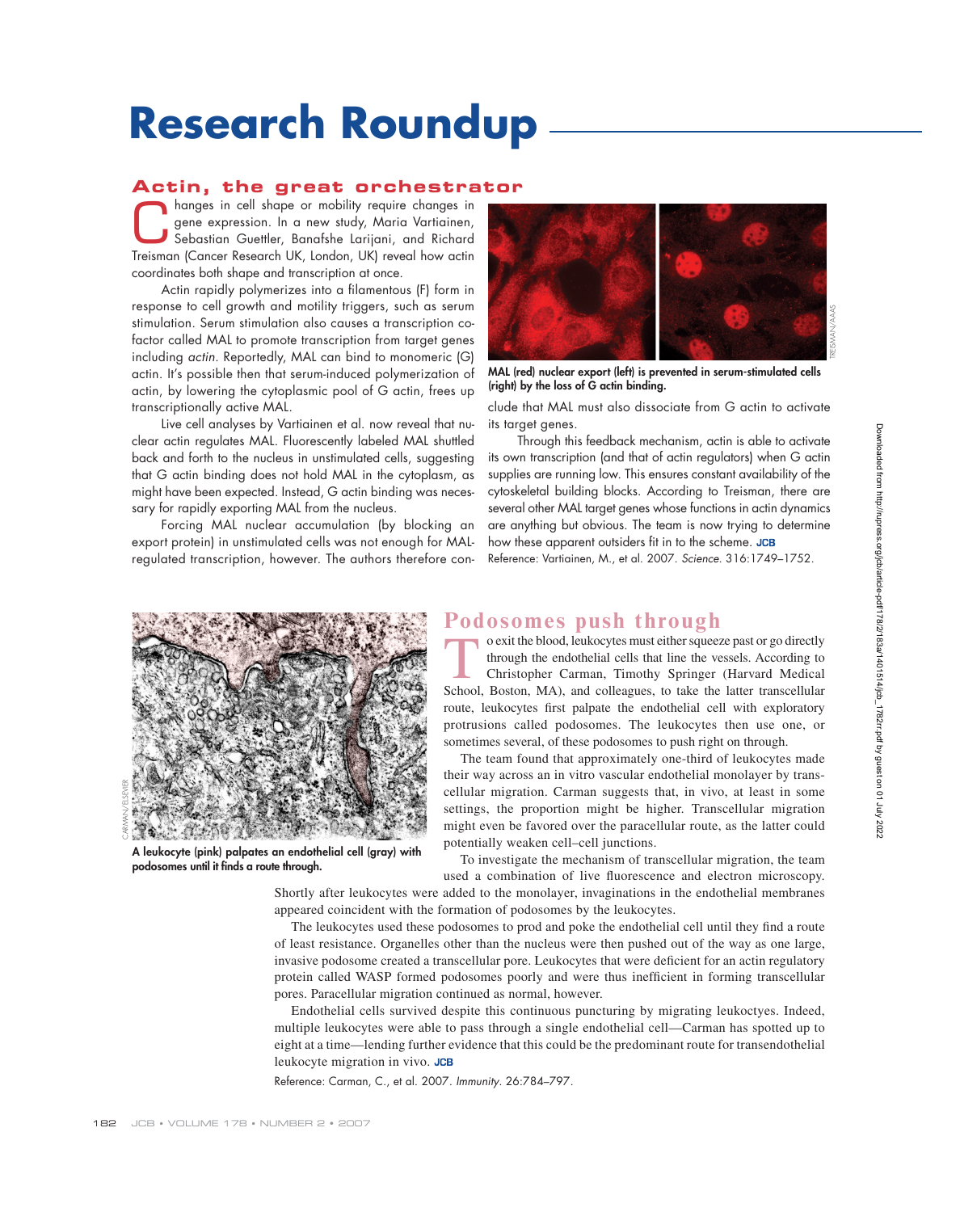# Research Roundup

## Actin, the great orchestrator

Changes in cell shape or mobility require changes in gene expression. In a new study, Maria Vartiainen, Sebastian Guettler, Banafshe Larijani, and Richard Treisman (Cancer Research UK, London, UK) reveal how actin coordinates both shape and transcription at once.

Actin rapidly polymerizes into a filamentous (F) form in response to cell growth and motility triggers, such as serum stimulation. Serum stimulation also causes a transcription cofactor called MAL to promote transcription from target genes including *actin*. Reportedly, MAL can bind to monomeric (G) actin. It's possible then that serum-induced polymerization of actin, by lowering the cytoplasmic pool of G actin, frees up transcriptionally active MAL.

Live cell analyses by Vartiainen et al. now reveal that nuclear actin regulates MAL. Fluorescently labeled MAL shuttled back and forth to the nucleus in unstimulated cells, suggesting that G actin binding does not hold MAL in the cytoplasm, as might have been expected. Instead, G actin binding was necessary for rapidly exporting MAL from the nucleus.

Forcing MAL nuclear accumulation (by blocking an export protein) in unstimulated cells was not enough for MAL-regulated transcription, however. The authors therefore conclude that MAL must also dissociate from G actin to activate its target genes.

**MAL (red) nuclear export (left) is prevented in serum-stimulated cells (right) by the loss of G actin binding.**

Through this feedback mechanism, actin is able to activate its own transcription (and that of actin regulators) when G actin supplies are running low. This ensures constant availability of the cytoskeletal building blocks. According to Treisman, there are several other MAL target genes whose functions in actin dynamics are anything but obvious. The team is now trying to determine how these apparent outsiders fit in to the scheme. JCB

Reference: Vartiainen, M., et al. 2007. *Science*. 316:1749–1752.

## Podosomes push through

To exit the blood, leukocytes must either squeeze past or go directly through the endothelial cells that line the vessels. According to Christopher Carman, Timothy Springer (Harvard Medical School, Boston, MA), and colleagues, to take the latter transcellular route, leukocytes first palpate the endothelial cell with exploratory protrusions called podosomes. The leukocytes then use one, or sometimes several, of these podosomes to push right on through.

**A leukocyte (pink) palpates an endothelial cell (gray) with podosomes until it finds a route through.**

The team found that approximately one-third of leukocytes made their way across an in vitro vascular endothelial monolayer by transcellular migration. Carman suggests that, in vivo, at least in some settings, the proportion might be higher. Transcellular migration might even be favored over the paracellular route, as the latter could potentially weaken cell–cell junctions.

To investigate the mechanism of transcellular migration, the team used a combination of live fluorescence and electron microscopy. Shortly after leukocytes were added to the monolayer, invaginations in the endothelial membranes appeared coincident with the formation of podosomes by the leukocytes.

The leukocytes used these podosomes to prod and poke the endothelial cell until they find a route of least resistance. Organelles other than the nucleus were then pushed out of the way as one large, invasive podosome created a transcellular pore. Leukocytes that were deficient for an actin regulatory protein called WASP formed podosomes poorly and were thus inefficient in forming transcellular pores. Paracellular migration continued as normal, however.

Endothelial cells survived despite this continuous puncturing by migrating leukoctyes. Indeed, multiple leukocytes were able to pass through a single endothelial cell—Carman has spotted up to eight at a time—lending further evidence that this could be the predominant route for transendothelial leukocyte migration in vivo. JCB

Reference: Carman, C., et al. 2007. *Immunity*. 26:784–797.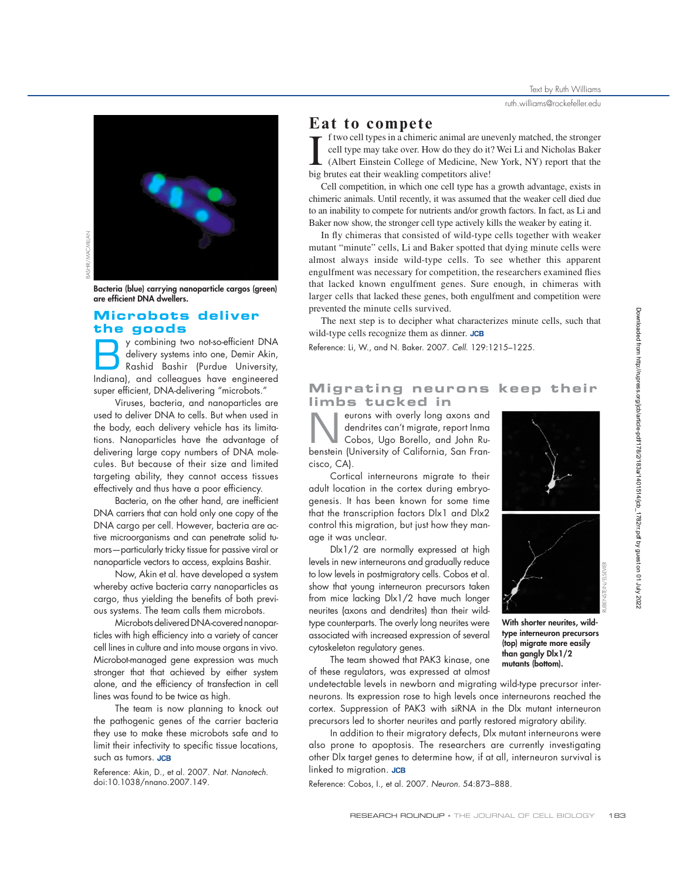## Microbots deliver the goods

By combining two not-so-efficient DNA delivery systems into one, Demir Akin, Rashid Bashir (Purdue University, Indiana), and colleagues have engineered super efficient, DNA-delivering "microbots."

Viruses, bacteria, and nanoparticles are used to deliver DNA to cells. But when used in the body, each delivery vehicle has its limitations. Nanoparticles have the advantage of delivering large copy numbers of DNA molecules. But because of their size and limited targeting ability, they cannot access tissues effectively and thus have a poor efficiency.

Bacteria, on the other hand, are inefficient DNA carriers that can hold only one copy of the DNA cargo per cell. However, bacteria are active microorganisms and can penetrate solid tumors—particularly tricky tissue for passive viral or nanoparticle vectors to access, explains Bashir.

Now, Akin et al. have developed a system whereby active bacteria carry nanoparticles as cargo, thus yielding the benefits of both previous systems. The team calls them microbots.

Microbots delivered DNA-covered nanoparticles with high efficiency into a variety of cancer cell lines in culture and into mouse organs in vivo. Microbot-managed gene expression was much stronger that that achieved by either system alone, and the efficiency of transfection in cell lines was found to be twice as high.

The team is now planning to knock out the pathogenic genes of the carrier bacteria they use to make these microbots safe and to limit their infectivity to specific tissue locations, such as tumors. JCB

Reference: Akin, D., et al. 2007. *Nat. Nanotech.* doi:10.1038/nnano.2007.149.

Bacteria (blue) carrying nanoparticle cargos (green) are efficient DNA dwellers.

## Eat to compete

If two cell types in a chimeric animal are unevenly matched, the stronger cell type may take over. How do they do it? Wei Li and Nicholas Baker (Albert Einstein College of Medicine, New York, NY) report that the big brutes eat their weakling competitors alive!

Cell competition, in which one cell type has a growth advantage, exists in chimeric animals. Until recently, it was assumed that the weaker cell died due to an inability to compete for nutrients and/or growth factors. In fact, as Li and Baker now show, the stronger cell type actively kills the weaker by eating it.

In fly chimeras that consisted of wild-type cells together with weaker mutant "minute" cells, Li and Baker spotted that dying minute cells were almost always inside wild-type cells. To see whether this apparent engulfment was necessary for competition, the researchers examined flies that lacked known engulfment genes. Sure enough, in chimeras with larger cells that lacked these genes, both engulfment and competition were prevented the minute cells survived.

The next step is to decipher what characterizes minute cells, such that wild-type cells recognize them as dinner. JCB

Reference: Li, W., and N. Baker. 2007. *Cell.* 129:1215–1225.

## Migrating neurons keep their limbs tucked in

Neurons with overly long axons and dendrites can't migrate, report Inma Cobos, Ugo Borello, and John Rubenstein (University of California, San Francisco, CA).

Cortical interneurons migrate to their adult location in the cortex during embryogenesis. It has been known for some time that the transcription factors Dlx1 and Dlx2 control this migration, but just how they manage it was unclear.

Dlx1/2 are normally expressed at high levels in new interneurons and gradually reduce to low levels in postmigratory cells. Cobos et al. show that young interneuron precursors taken from mice lacking Dlx1/2 have much longer neurites (axons and dendrites) than their wild-type counterparts. The overly long neurites were associated with increased expression of several cytoskeleton regulatory genes.

The team showed that PAK3 kinase, one of these regulators, was expressed at almost undetectable levels in newborn and migrating wild-type precursor interneurons. Its expression rose to high levels once interneurons reached the cortex. Suppression of PAK3 with siRNA in the Dlx mutant interneuron precursors led to shorter neurites and partly restored migratory ability.

In addition to their migratory defects, Dlx mutant interneurons were also prone to apoptosis. The researchers are currently investigating other Dlx target genes to determine how, if at all, interneuron survival is linked to migration. JCB

Reference: Cobos, I., et al. 2007. *Neuron.* 54:873–888.

With shorter neurites, wild-type interneuron precursors (top) migrate more easily than gangly Dlx1/2 mutants (bottom).